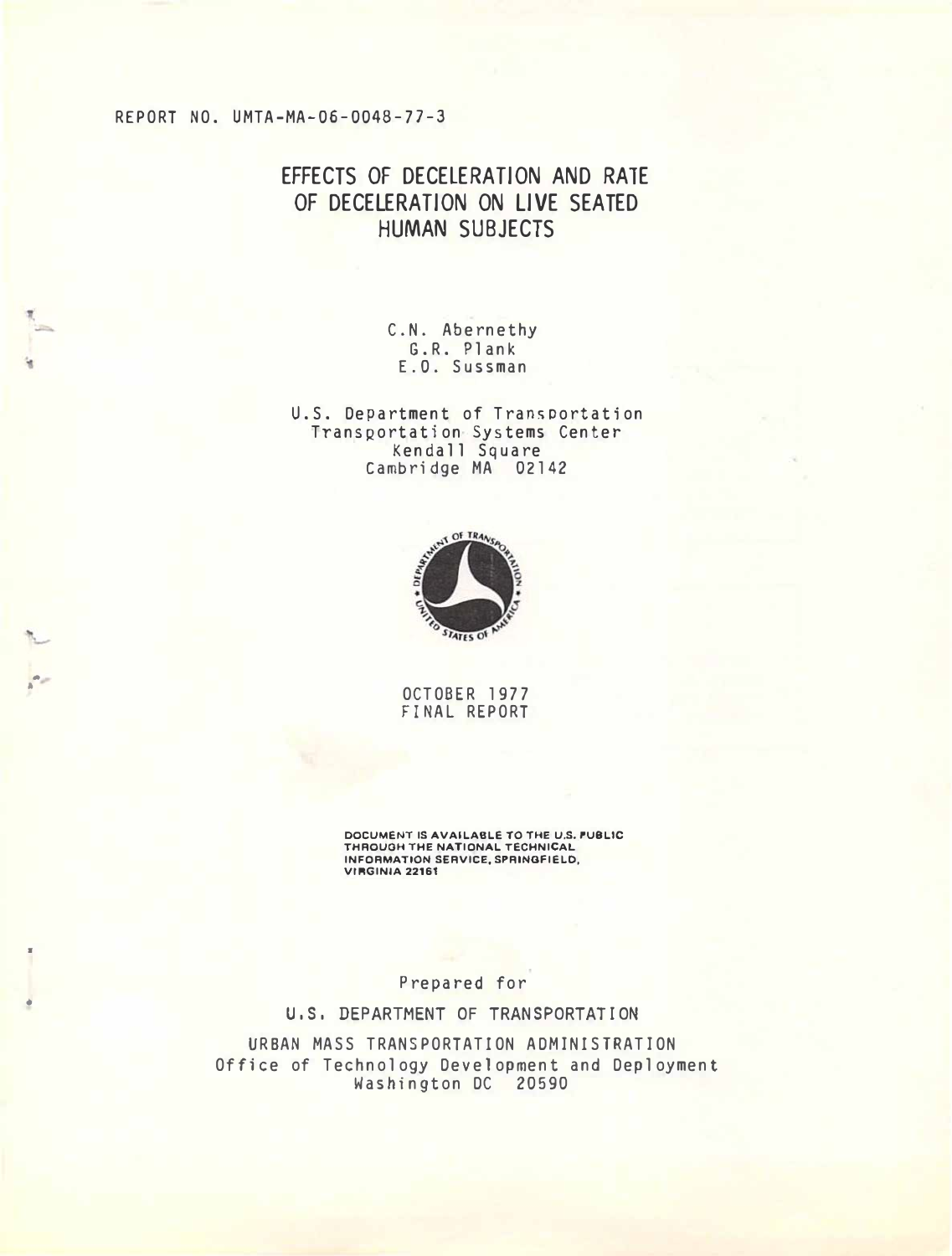REPORT NO. UMTA-MA-06-0048-77-3

# EFFECTS OF DECELERATION AND RATE OF DECELERATION ON LIVE SEATED HUMAN SUBJECTS

C.N. Abernethy
G.R. Plank
E.O. Sussman

U.S. Department of Transportation
Transportation Systems Center
Kendall Square
Cambridge MA 02142

OCTOBER 1977
FINAL REPORT

DOCUMENT IS AVAILABLE TO THE U.S. PUBLIC THROUGH THE NATIONAL TECHNICAL INFORMATION SERVICE, SPRINGFIELD, VIRGINIA 22161

Prepared for

U.S. DEPARTMENT OF TRANSPORTATION

URBAN MASS TRANSPORTATION ADMINISTRATION
Office of Technology Development and Deployment
Washington DC 20590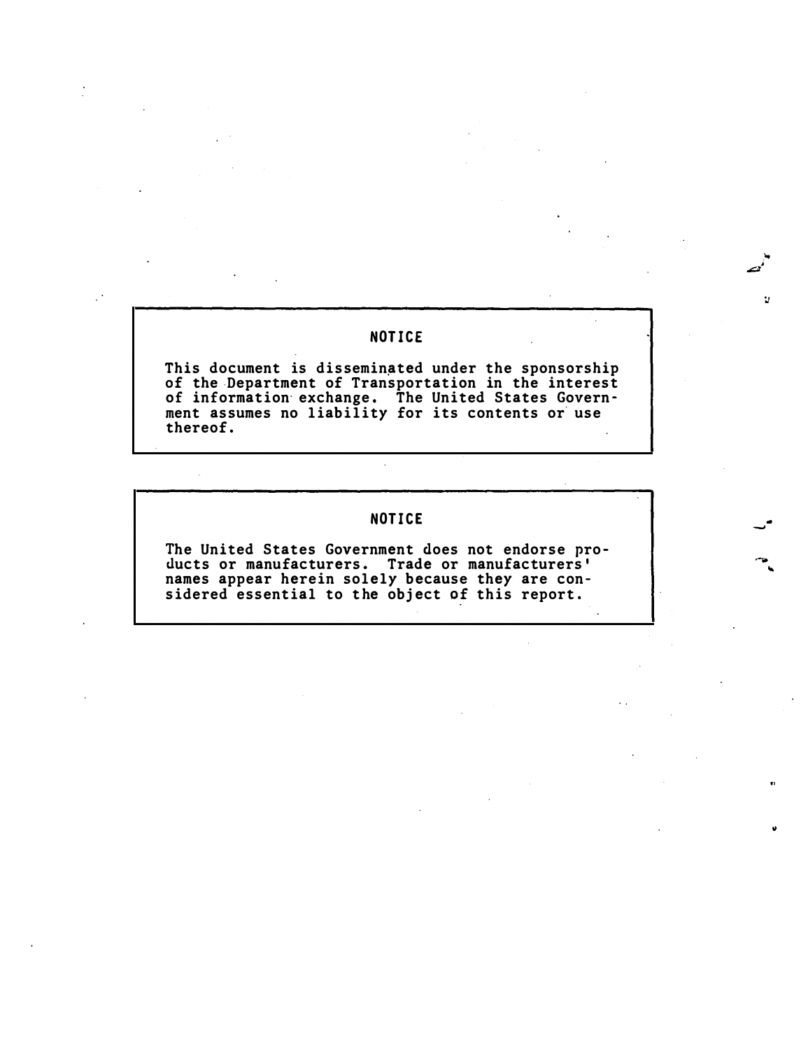## NOTICE

This document is disseminated under the sponsorship of the Department of Transportation in the interest of information exchange. The United States Government assumes no liability for its contents or use thereof.

## NOTICE

The United States Government does not endorse products or manufacturers. Trade or manufacturers' names appear herein solely because they are considered essential to the object of this report.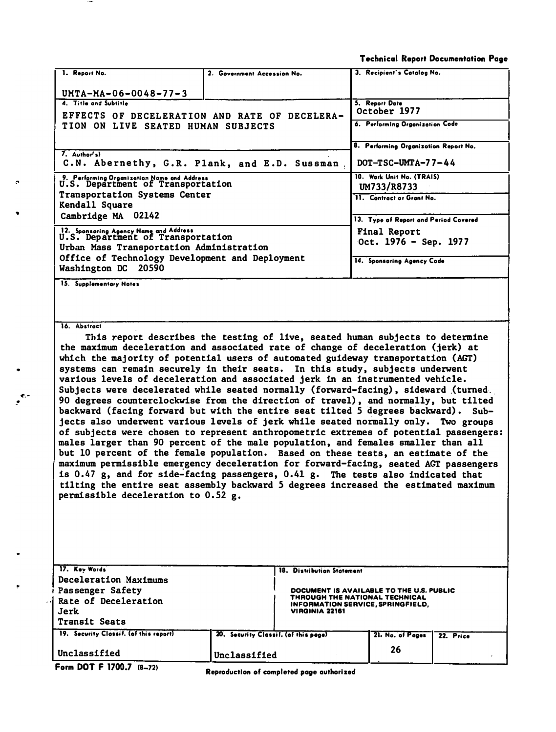Technical Report Documentation Page

| 1. Report No. | 2. Government Accession No. | 3. Recipient's Catalog No. |
|---|---|---|
| UMTA-MA-06-0048-77-3 | | |
| 4. Title and Subtitle<br>EFFECTS OF DECELERATION AND RATE OF DECELERATION ON LIVE SEATED HUMAN SUBJECTS | | 5. Report Date<br>October 1977 |
| | | 6. Performing Organization Code |
| 7. Author(s)<br>C.N. Abernethy, G.R. Plank, and E.D. Sussman | | 8. Performing Organization Report No.<br>DOT-TSC-UMTA-77-44 |
| 9. Performing Organization Name and Address<br>U.S. Department of Transportation<br>Transportation Systems Center<br>Kendall Square<br>Cambridge MA 02142 | | 10. Work Unit No. (TRAIS)<br>UM733/R8733 |
| | | 11. Contract or Grant No. |
| | | 13. Type of Report and Period Covered<br>Final Report<br>Oct. 1976 - Sep. 1977 |
| 12. Sponsoring Agency Name and Address<br>U.S. Department of Transportation<br>Urban Mass Transportation Administration<br>Office of Technology Development and Deployment<br>Washington DC 20590 | | 14. Sponsoring Agency Code |

15. Supplementary Notes

16. Abstract

This report describes the testing of live, seated human subjects to determine the maximum deceleration and associated rate of change of deceleration (jerk) at which the majority of potential users of automated guideway transportation (AGT) systems can remain securely in their seats. In this study, subjects underwent various levels of deceleration and associated jerk in an instrumented vehicle. Subjects were decelerated while seated normally (forward-facing), sideward (turned 90 degrees counterclockwise from the direction of travel), and normally, but tilted backward (facing forward but with the entire seat tilted 5 degrees backward). Subjects also underwent various levels of jerk while seated normally only. Two groups of subjects were chosen to represent anthropometric extremes of potential passengers: males larger than 90 percent of the male population, and females smaller than all but 10 percent of the female population. Based on these tests, an estimate of the maximum permissible emergency deceleration for forward-facing, seated AGT passengers is 0.47 g, and for side-facing passengers, 0.41 g. The tests also indicated that tilting the entire seat assembly backward 5 degrees increased the estimated maximum permissible deceleration to 0.52 g.

| 17. Key Words | 18. Distribution Statement |
|---|---|
| Deceleration Maximums<br>Passenger Safety<br>Rate of Deceleration<br>Jerk<br>Transit Seats | DOCUMENT IS AVAILABLE TO THE U.S. PUBLIC THROUGH THE NATIONAL TECHNICAL INFORMATION SERVICE, SPRINGFIELD, VIRGINIA 22161 |

| 19. Security Classif. (of this report) | 20. Security Classif. (of this page) | 21. No. of Pages | 22. Price |
|---|---|---|---|
| Unclassified | Unclassified | 26 | |

Form DOT F 1700.7 (8-72) Reproduction of completed page authorized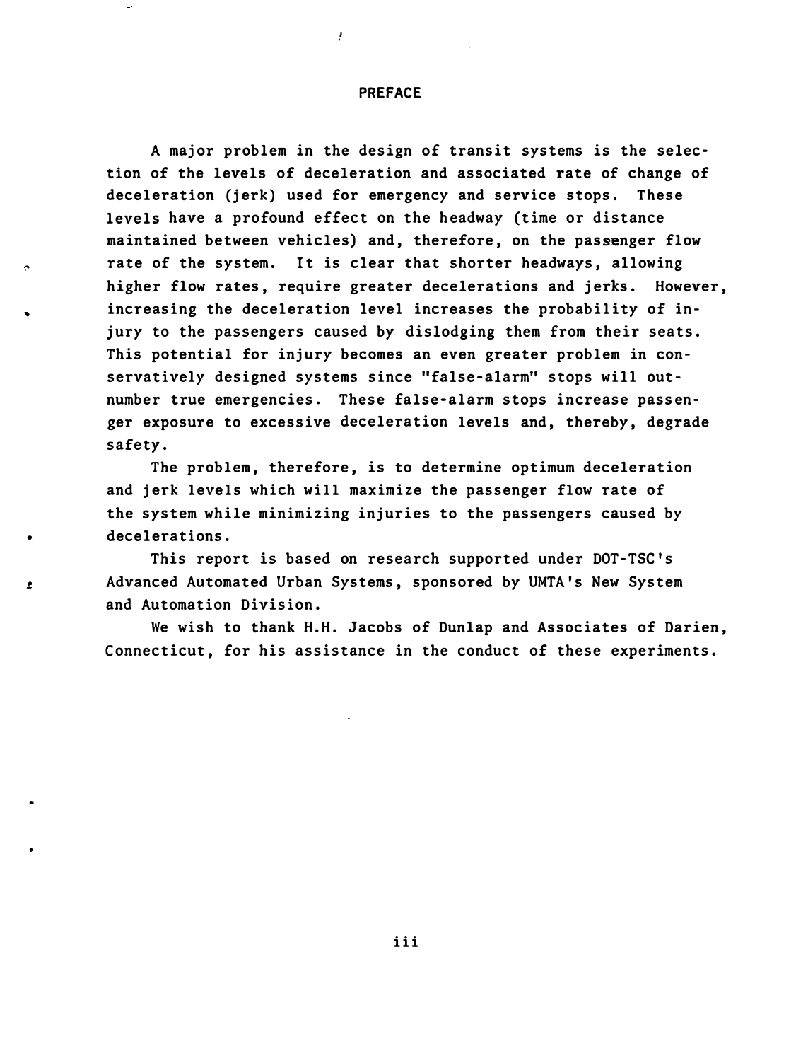# PREFACE

A major problem in the design of transit systems is the selection of the levels of deceleration and associated rate of change of deceleration (jerk) used for emergency and service stops. These levels have a profound effect on the headway (time or distance maintained between vehicles) and, therefore, on the passenger flow rate of the system. It is clear that shorter headways, allowing higher flow rates, require greater decelerations and jerks. However, increasing the deceleration level increases the probability of injury to the passengers caused by dislodging them from their seats. This potential for injury becomes an even greater problem in conservatively designed systems since "false-alarm" stops will outnumber true emergencies. These false-alarm stops increase passenger exposure to excessive deceleration levels and, thereby, degrade safety.

The problem, therefore, is to determine optimum deceleration and jerk levels which will maximize the passenger flow rate of the system while minimizing injuries to the passengers caused by decelerations.

This report is based on research supported under DOT-TSC's Advanced Automated Urban Systems, sponsored by UMTA's New System and Automation Division.

We wish to thank H.H. Jacobs of Dunlap and Associates of Darien, Connecticut, for his assistance in the conduct of these experiments.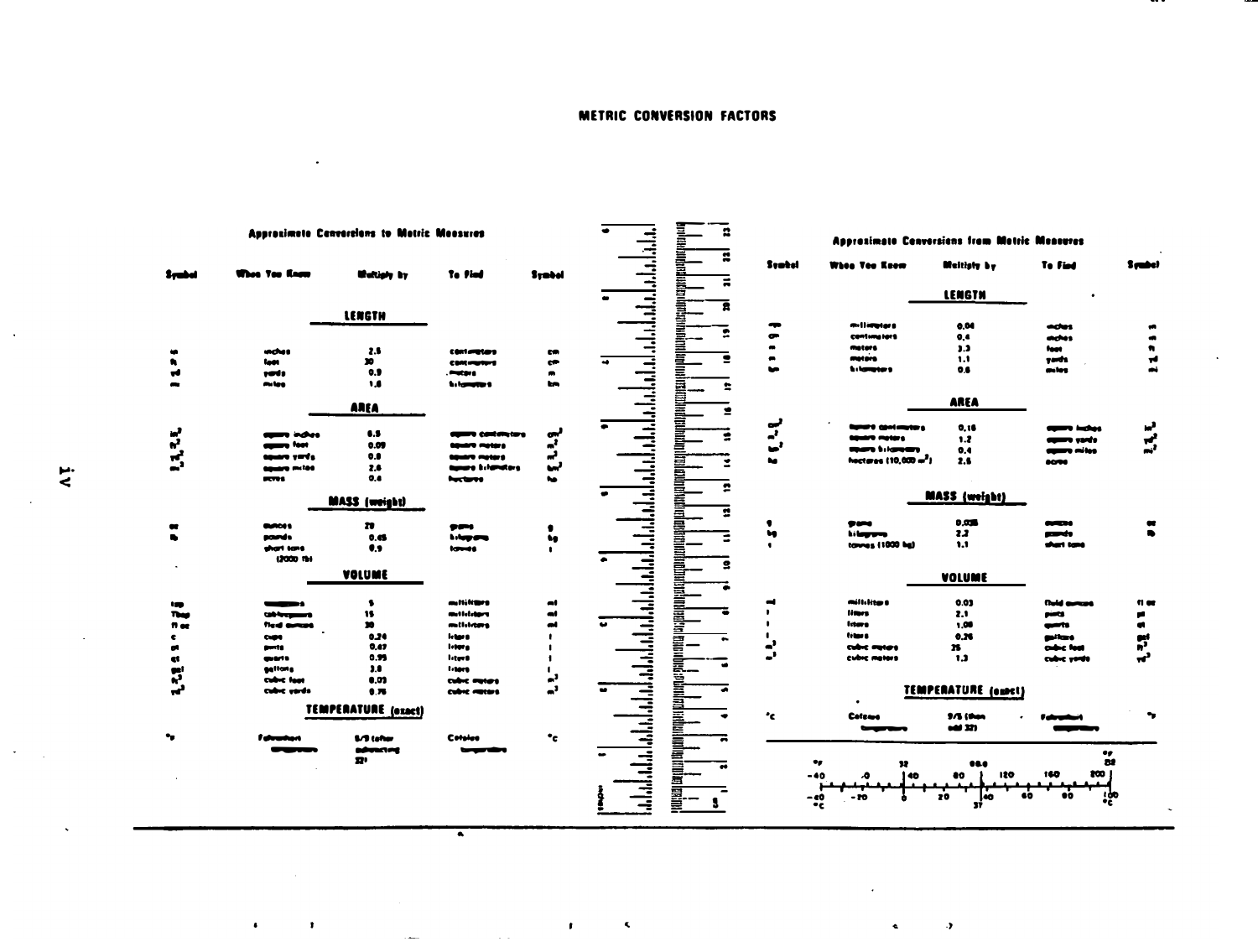# METRIC CONVERSION FACTORS

## Approximate Conversions to Metric Measures

| Symbol | When You Know | Multiply by | To Find | Symbol |
|---|---|---|---|---|
| | **LENGTH** | | | |
| in | inches | 2.5 | centimeters | cm |
| ft | feet | 30 | centimeters | cm |
| yd | yards | 0.9 | meters | m |
| mi | miles | 1.6 | kilometers | km |
| | **AREA** | | | |
| $in^2$ | square inches | 6.5 | square centimeters | $cm^2$ |
| $ft^2$ | square feet | 0.09 | square meters | $m^2$ |
| $yd^2$ | square yards | 0.8 | square meters | $m^2$ |
| $mi^2$ | square miles | 2.6 | square kilometers | $km^2$ |
| | acres | 0.4 | hectares | ha |
| | **MASS (weight)** | | | |
| oz | ounces | 28 | grams | g |
| lb | pounds | 0.45 | kilograms | kg |
| | short tons (2000 lb) | 0.9 | tonnes | t |
| | **VOLUME** | | | |
| tsp | teaspoons | 5 | milliliters | ml |
| Tbsp | tablespoons | 15 | milliliters | ml |
| fl oz | fluid ounces | 30 | milliliters | ml |
| c | cups | 0.24 | liters | l |
| pt | pints | 0.47 | liters | l |
| qt | quarts | 0.95 | liters | l |
| gal | gallons | 3.8 | liters | l |
| $ft^3$ | cubic feet | 0.03 | cubic meters | $m^3$ |
| $yd^3$ | cubic yards | 0.76 | cubic meters | $m^3$ |
| | **TEMPERATURE (exact)** | | | |
| °F | Fahrenheit temperature | 5/9 (after subtracting 32) | Celsius temperature | °C |

## Approximate Conversions from Metric Measures

| Symbol | When You Know | Multiply by | To Find | Symbol |
|---|---|---|---|---|
| | **LENGTH** | | | |
| mm | millimeters | 0.04 | inches | in |
| cm | centimeters | 0.4 | inches | in |
| m | meters | 3.3 | feet | ft |
| m | meters | 1.1 | yards | yd |
| km | kilometers | 0.6 | miles | mi |
| | **AREA** | | | |
| $cm^2$ | square centimeters | 0.16 | square inches | $in^2$ |
| $m^2$ | square meters | 1.2 | square yards | $yd^2$ |
| $km^2$ | square kilometers | 0.4 | square miles | $mi^2$ |
| ha | hectares (10,000 $m^2$) | 2.5 | acres | |
| | **MASS (weight)** | | | |
| g | grams | 0.035 | ounces | oz |
| kg | kilograms | 2.2 | pounds | lb |
| t | tonnes (1000 kg) | 1.1 | short tons | |
| | **VOLUME** | | | |
| ml | milliliters | 0.03 | fluid ounces | fl oz |
| l | liters | 2.1 | pints | pt |
| l | liters | 1.06 | quarts | qt |
| l | liters | 0.26 | gallons | gal |
| $m^3$ | cubic meters | 35 | cubic feet | $ft^3$ |
| $m^3$ | cubic meters | 1.3 | cubic yards | $yd^3$ |
| | **TEMPERATURE (exact)** | | | |
| °C | Celsius temperature | 9/5 (then add 32) | Fahrenheit temperature | °F |

°F: −40, 0, 32, 40, 80, 98.6, 120, 160, 200, 212

°C: −40, −20, 0, 20, 37, 40, 60, 80, 100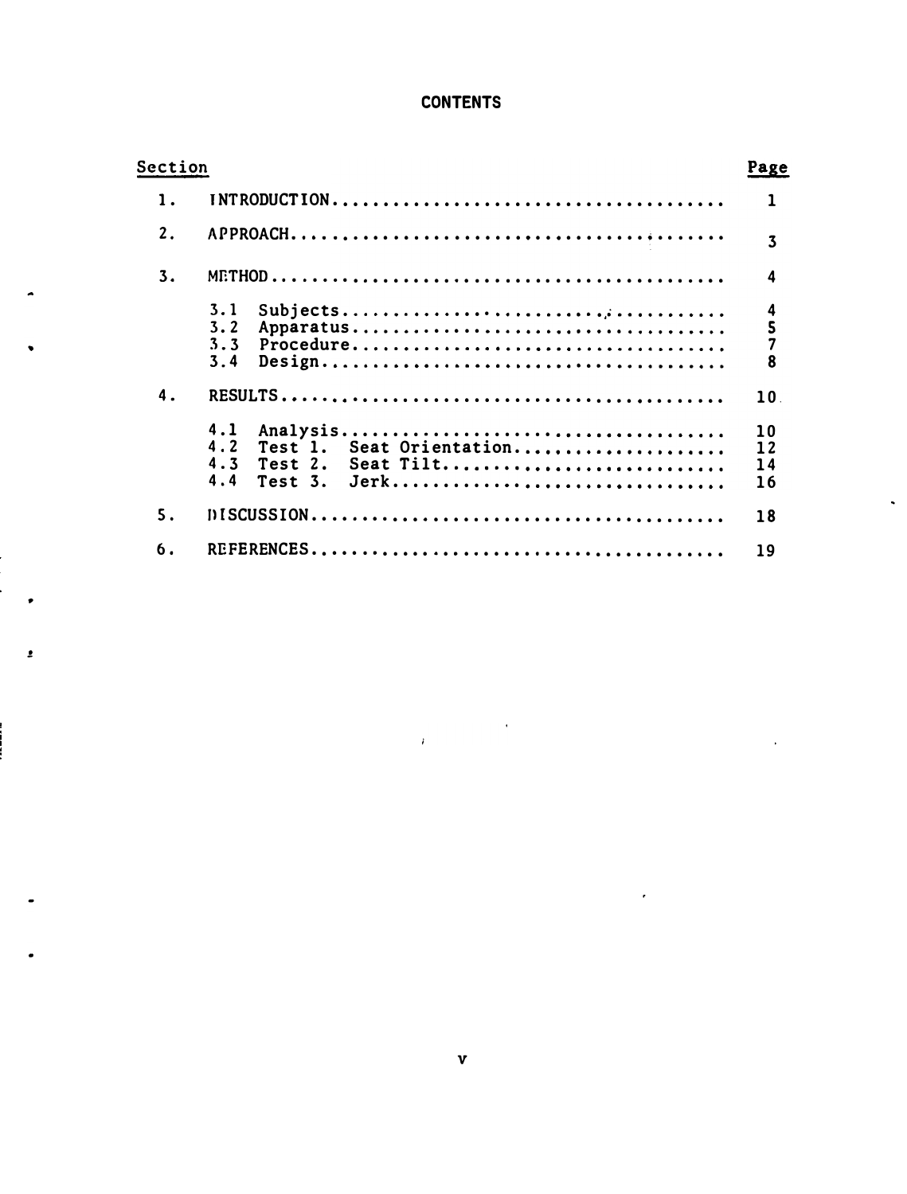# CONTENTS

| Section | | Page |
|---|---|---|
| 1. | INTRODUCTION | 1 |
| 2. | APPROACH | 3 |
| 3. | METHOD | 4 |
| | 3.1 Subjects | 4 |
| | 3.2 Apparatus | 5 |
| | 3.3 Procedure | 7 |
| | 3.4 Design | 8 |
| 4. | RESULTS | 10 |
| | 4.1 Analysis | 10 |
| | 4.2 Test 1. Seat Orientation | 12 |
| | 4.3 Test 2. Seat Tilt | 14 |
| | 4.4 Test 3. Jerk | 16 |
| 5. | DISCUSSION | 18 |
| 6. | REFERENCES | 19 |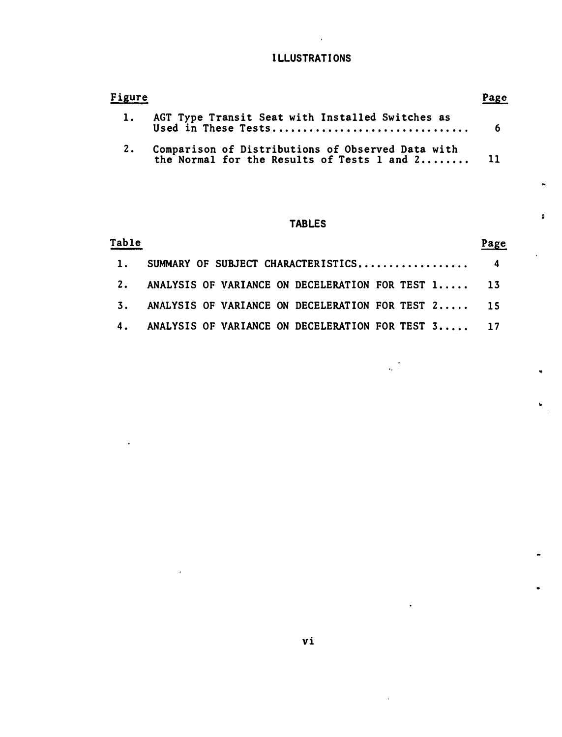# ILLUSTRATIONS

| Figure | | Page |
|---|---|---|
| 1. | AGT Type Transit Seat with Installed Switches as Used in These Tests | 6 |
| 2. | Comparison of Distributions of Observed Data with the Normal for the Results of Tests 1 and 2 | 11 |

# TABLES

| Table | | Page |
|---|---|---|
| 1. | SUMMARY OF SUBJECT CHARACTERISTICS | 4 |
| 2. | ANALYSIS OF VARIANCE ON DECELERATION FOR TEST 1 | 13 |
| 3. | ANALYSIS OF VARIANCE ON DECELERATION FOR TEST 2 | 15 |
| 4. | ANALYSIS OF VARIANCE ON DECELERATION FOR TEST 3 | 17 |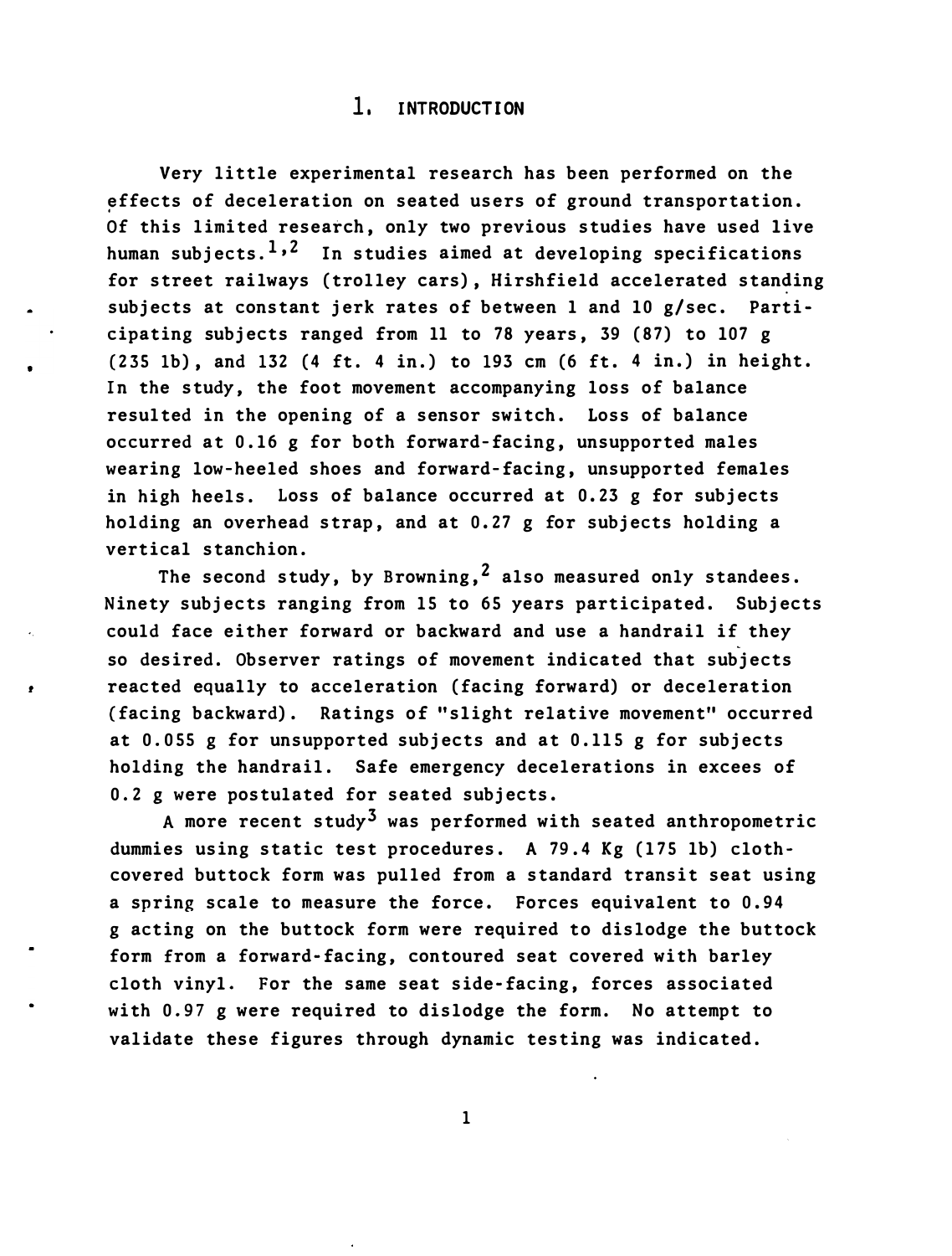# 1. INTRODUCTION

Very little experimental research has been performed on the effects of deceleration on seated users of ground transportation. Of this limited research, only two previous studies have used live human subjects.[1,2] In studies aimed at developing specifications for street railways (trolley cars), Hirshfield accelerated standing subjects at constant jerk rates of between 1 and 10 g/sec. Participating subjects ranged from 11 to 78 years, 39 (87) to 107 g (235 lb), and 132 (4 ft. 4 in.) to 193 cm (6 ft. 4 in.) in height. In the study, the foot movement accompanying loss of balance resulted in the opening of a sensor switch. Loss of balance occurred at 0.16 g for both forward-facing, unsupported males wearing low-heeled shoes and forward-facing, unsupported females in high heels. Loss of balance occurred at 0.23 g for subjects holding an overhead strap, and at 0.27 g for subjects holding a vertical stanchion.

The second study, by Browning,[2] also measured only standees. Ninety subjects ranging from 15 to 65 years participated. Subjects could face either forward or backward and use a handrail if they so desired. Observer ratings of movement indicated that subjects reacted equally to acceleration (facing forward) or deceleration (facing backward). Ratings of "slight relative movement" occurred at 0.055 g for unsupported subjects and at 0.115 g for subjects holding the handrail. Safe emergency decelerations in excees of 0.2 g were postulated for seated subjects.

A more recent study[3] was performed with seated anthropometric dummies using static test procedures. A 79.4 Kg (175 lb) cloth-covered buttock form was pulled from a standard transit seat using a spring scale to measure the force. Forces equivalent to 0.94 g acting on the buttock form were required to dislodge the buttock form from a forward-facing, contoured seat covered with barley cloth vinyl. For the same seat side-facing, forces associated with 0.97 g were required to dislodge the form. No attempt to validate these figures through dynamic testing was indicated.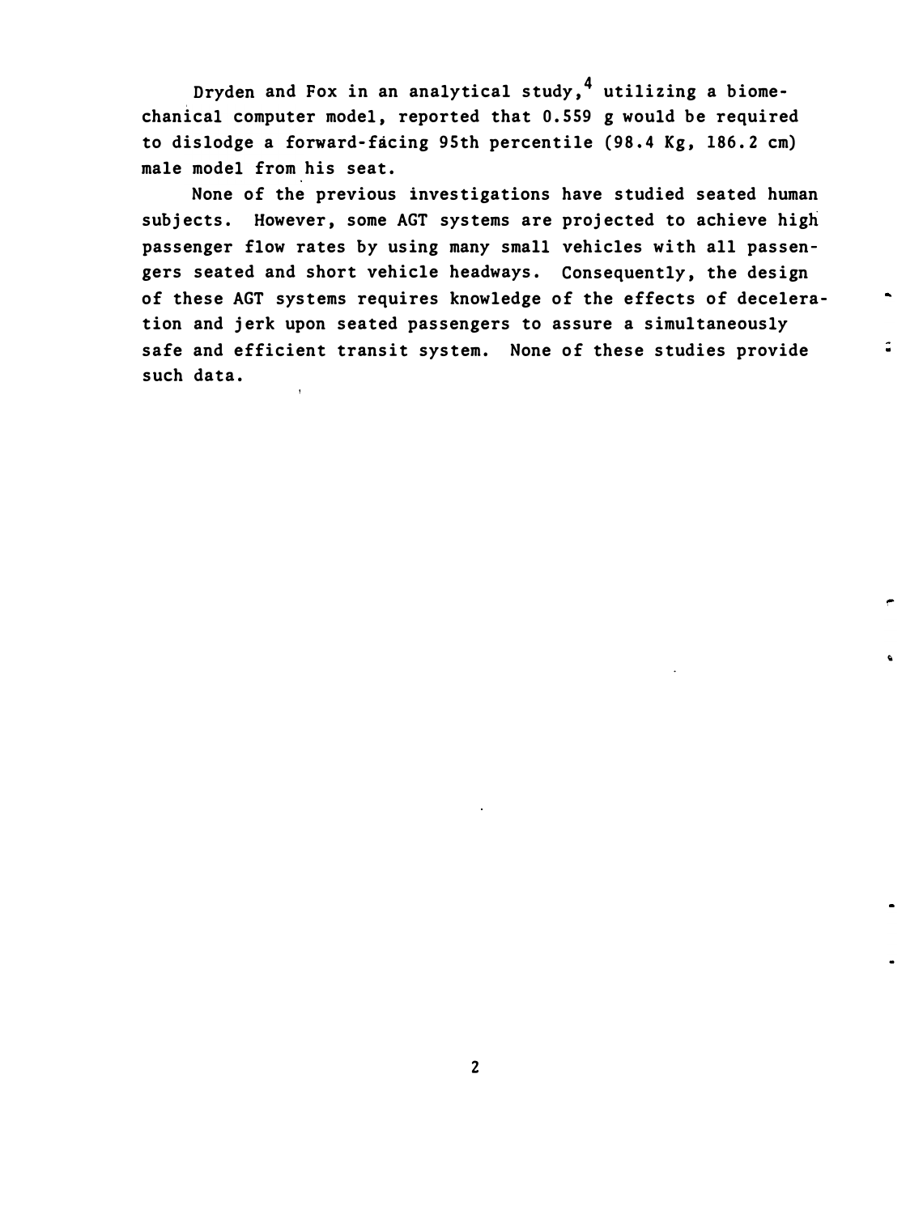Dryden and Fox in an analytical study,[4] utilizing a biomechanical computer model, reported that 0.559 g would be required to dislodge a forward-facing 95th percentile (98.4 Kg, 186.2 cm) male model from his seat.

None of the previous investigations have studied seated human subjects. However, some AGT systems are projected to achieve high passenger flow rates by using many small vehicles with all passengers seated and short vehicle headways. Consequently, the design of these AGT systems requires knowledge of the effects of deceleration and jerk upon seated passengers to assure a simultaneously safe and efficient transit system. None of these studies provide such data.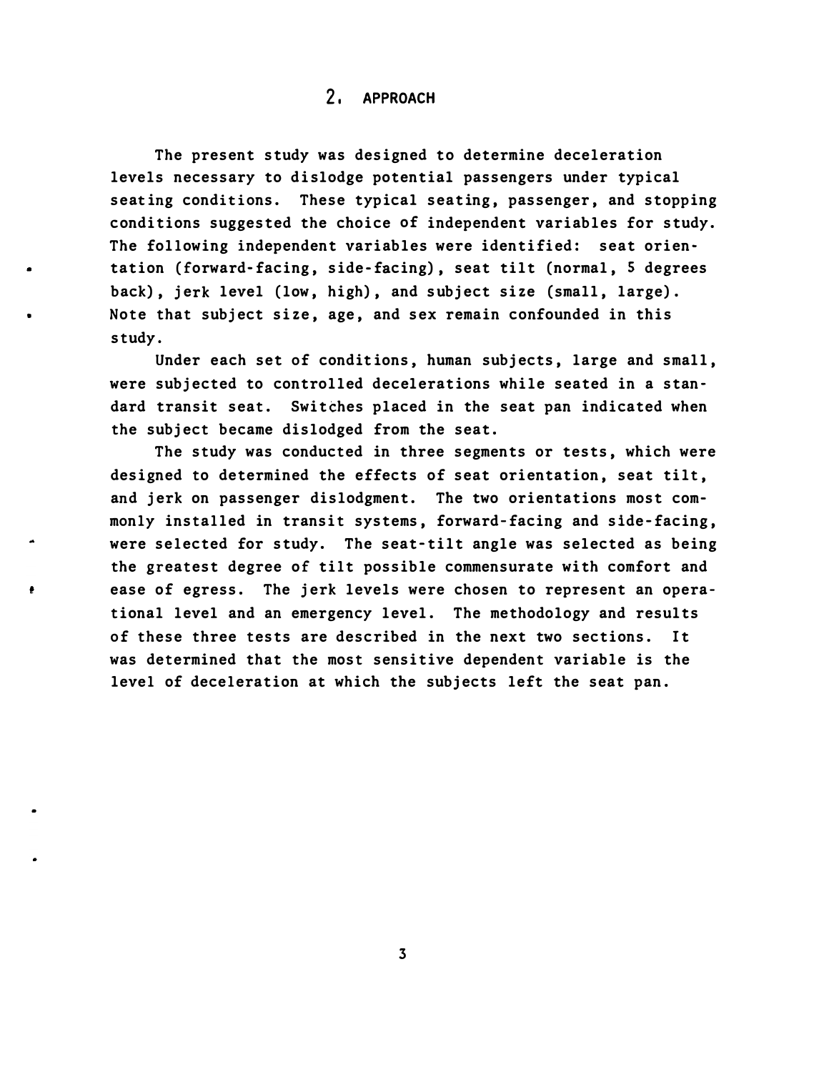## 2. APPROACH

The present study was designed to determine deceleration levels necessary to dislodge potential passengers under typical seating conditions. These typical seating, passenger, and stopping conditions suggested the choice of independent variables for study. The following independent variables were identified: seat orientation (forward-facing, side-facing), seat tilt (normal, 5 degrees back), jerk level (low, high), and subject size (small, large). Note that subject size, age, and sex remain confounded in this study.

Under each set of conditions, human subjects, large and small, were subjected to controlled decelerations while seated in a standard transit seat. Switches placed in the seat pan indicated when the subject became dislodged from the seat.

The study was conducted in three segments or tests, which were designed to determined the effects of seat orientation, seat tilt, and jerk on passenger dislodgment. The two orientations most commonly installed in transit systems, forward-facing and side-facing, were selected for study. The seat-tilt angle was selected as being the greatest degree of tilt possible commensurate with comfort and ease of egress. The jerk levels were chosen to represent an operational level and an emergency level. The methodology and results of these three tests are described in the next two sections. It was determined that the most sensitive dependent variable is the level of deceleration at which the subjects left the seat pan.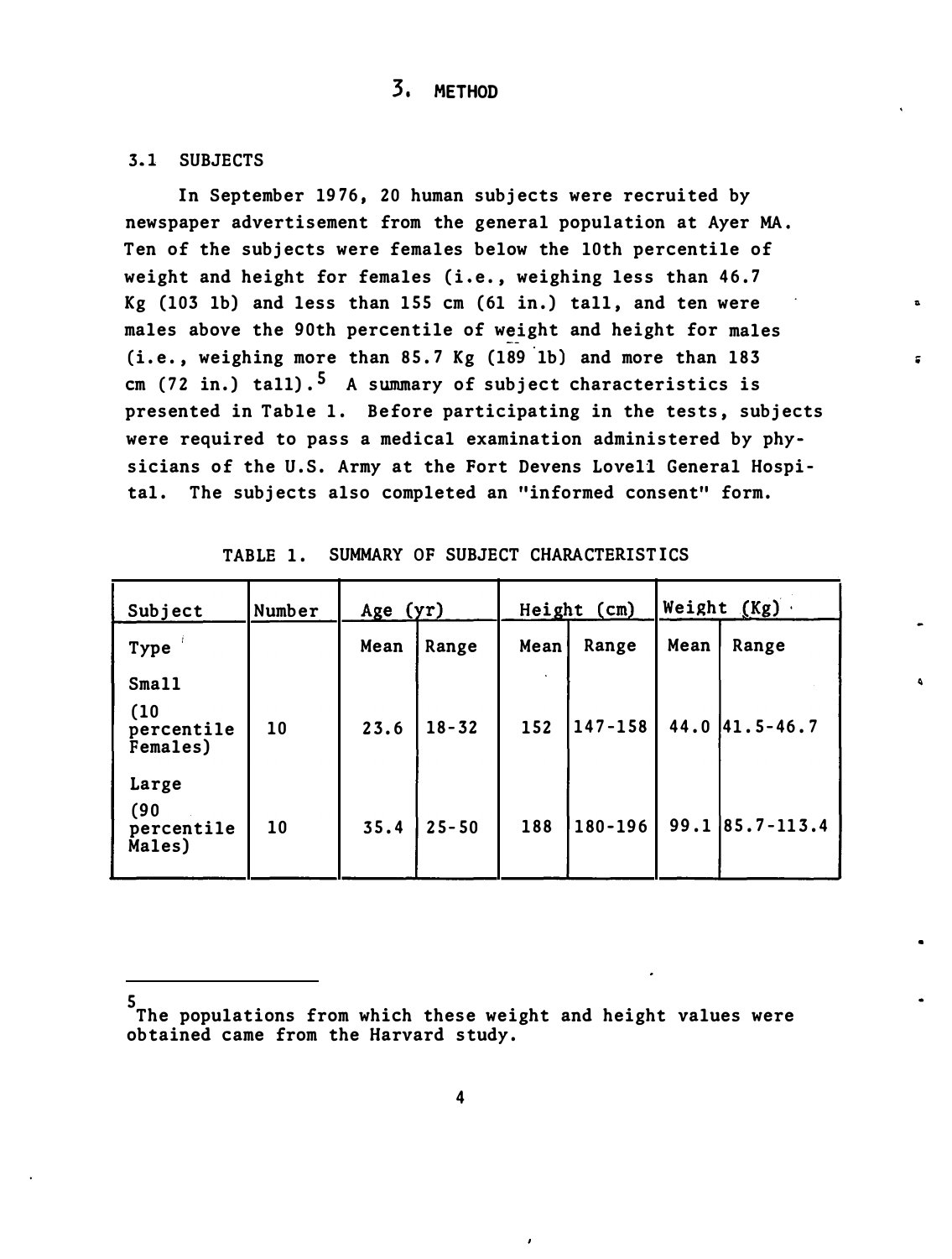# 3. METHOD

## 3.1 SUBJECTS

In September 1976, 20 human subjects were recruited by newspaper advertisement from the general population at Ayer MA. Ten of the subjects were females below the 10th percentile of weight and height for females (i.e., weighing less than 46.7 Kg (103 lb) and less than 155 cm (61 in.) tall, and ten were males above the 90th percentile of weight and height for males (i.e., weighing more than 85.7 Kg (189 lb) and more than 183 cm (72 in.) tall).[5] A summary of subject characteristics is presented in Table 1. Before participating in the tests, subjects were required to pass a medical examination administered by physicians of the U.S. Army at the Fort Devens Lovell General Hospital. The subjects also completed an "informed consent" form.

TABLE 1. SUMMARY OF SUBJECT CHARACTERISTICS

| Subject | Number | Age (yr) | | Height (cm) | | Weight (Kg) | |
|---|---|---|---|---|---|---|---|
| Type | | Mean | Range | Mean | Range | Mean | Range |
| Small (10 percentile Females) | 10 | 23.6 | 18-32 | 152 | 147-158 | 44.0 | 41.5-46.7 |
| Large (90 percentile Males) | 10 | 35.4 | 25-50 | 188 | 180-196 | 99.1 | 85.7-113.4 |

---

[5] The populations from which these weight and height values were obtained came from the Harvard study.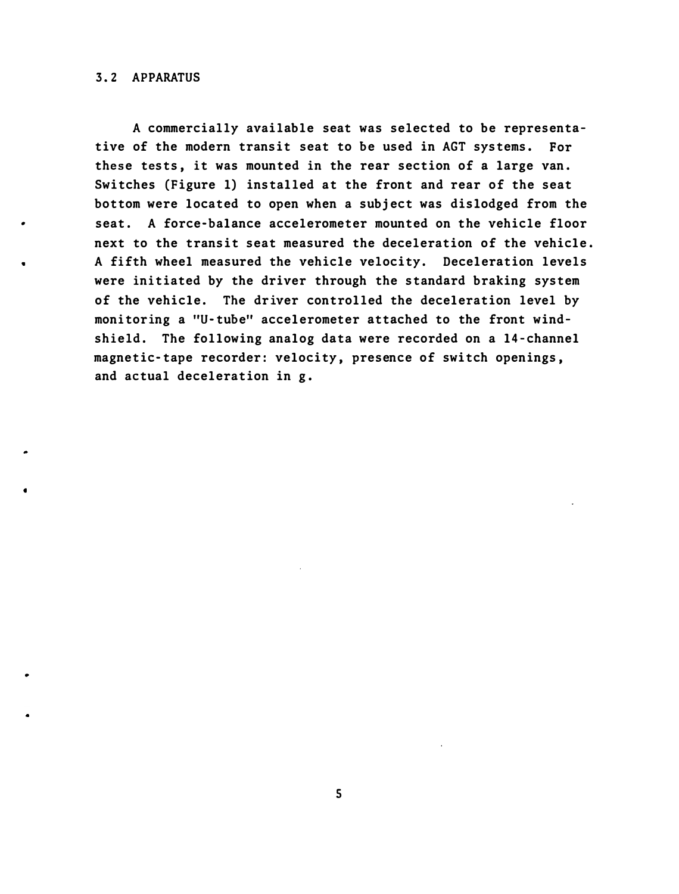## 3.2 APPARATUS

A commercially available seat was selected to be representative of the modern transit seat to be used in AGT systems. For these tests, it was mounted in the rear section of a large van. Switches (Figure 1) installed at the front and rear of the seat bottom were located to open when a subject was dislodged from the seat. A force-balance accelerometer mounted on the vehicle floor next to the transit seat measured the deceleration of the vehicle. A fifth wheel measured the vehicle velocity. Deceleration levels were initiated by the driver through the standard braking system of the vehicle. The driver controlled the deceleration level by monitoring a "U-tube" accelerometer attached to the front windshield. The following analog data were recorded on a 14-channel magnetic-tape recorder: velocity, presence of switch openings, and actual deceleration in g.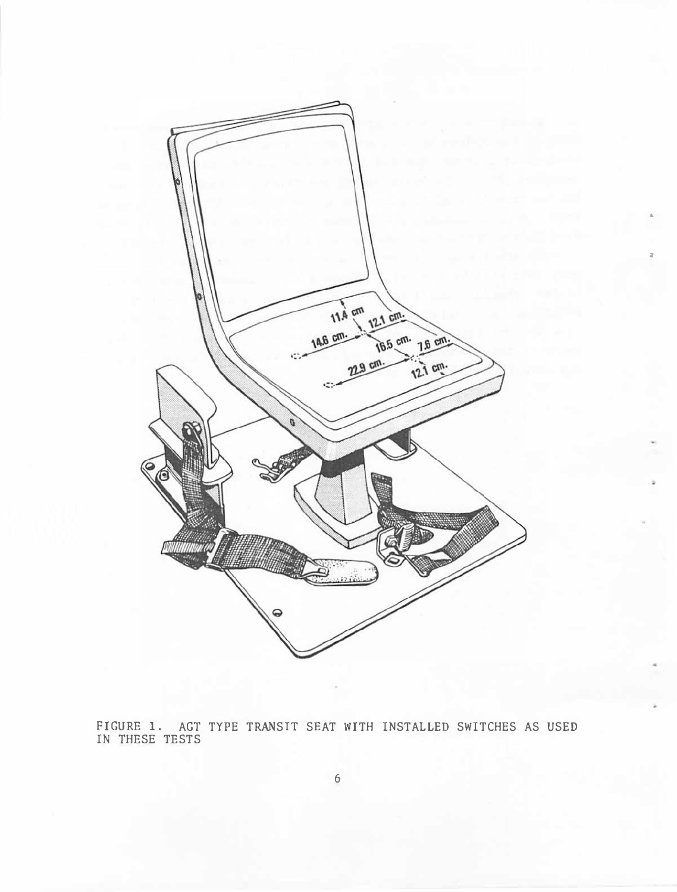FIGURE 1. AGT TYPE TRANSIT SEAT WITH INSTALLED SWITCHES AS USED IN THESE TESTS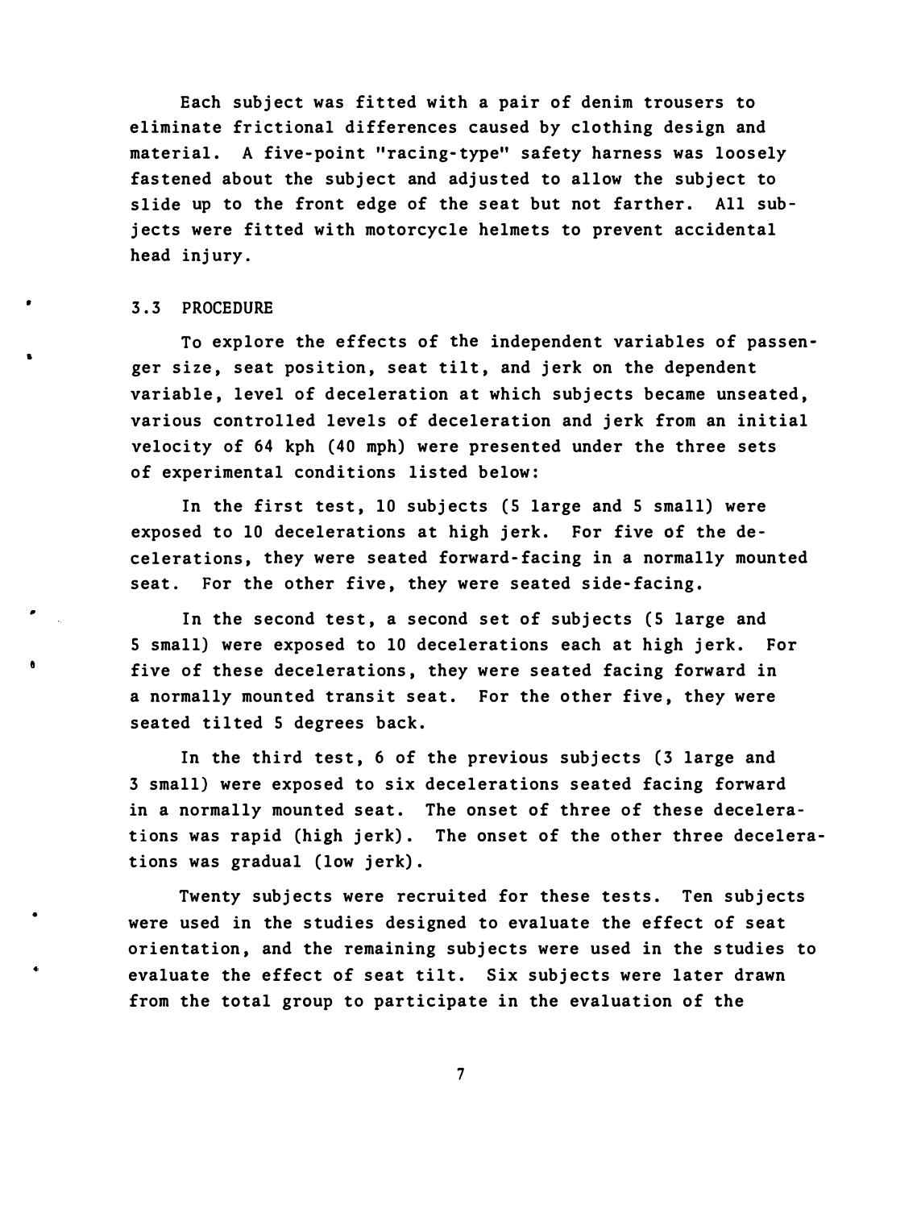Each subject was fitted with a pair of denim trousers to eliminate frictional differences caused by clothing design and material. A five-point "racing-type" safety harness was loosely fastened about the subject and adjusted to allow the subject to slide up to the front edge of the seat but not farther. All subjects were fitted with motorcycle helmets to prevent accidental head injury.

### 3.3 PROCEDURE

To explore the effects of the independent variables of passenger size, seat position, seat tilt, and jerk on the dependent variable, level of deceleration at which subjects became unseated, various controlled levels of deceleration and jerk from an initial velocity of 64 kph (40 mph) were presented under the three sets of experimental conditions listed below:

In the first test, 10 subjects (5 large and 5 small) were exposed to 10 decelerations at high jerk. For five of the decelerations, they were seated forward-facing in a normally mounted seat. For the other five, they were seated side-facing.

In the second test, a second set of subjects (5 large and 5 small) were exposed to 10 decelerations each at high jerk. For five of these decelerations, they were seated facing forward in a normally mounted transit seat. For the other five, they were seated tilted 5 degrees back.

In the third test, 6 of the previous subjects (3 large and 3 small) were exposed to six decelerations seated facing forward in a normally mounted seat. The onset of three of these decelerations was rapid (high jerk). The onset of the other three decelerations was gradual (low jerk).

Twenty subjects were recruited for these tests. Ten subjects were used in the studies designed to evaluate the effect of seat orientation, and the remaining subjects were used in the studies to evaluate the effect of seat tilt. Six subjects were later drawn from the total group to participate in the evaluation of the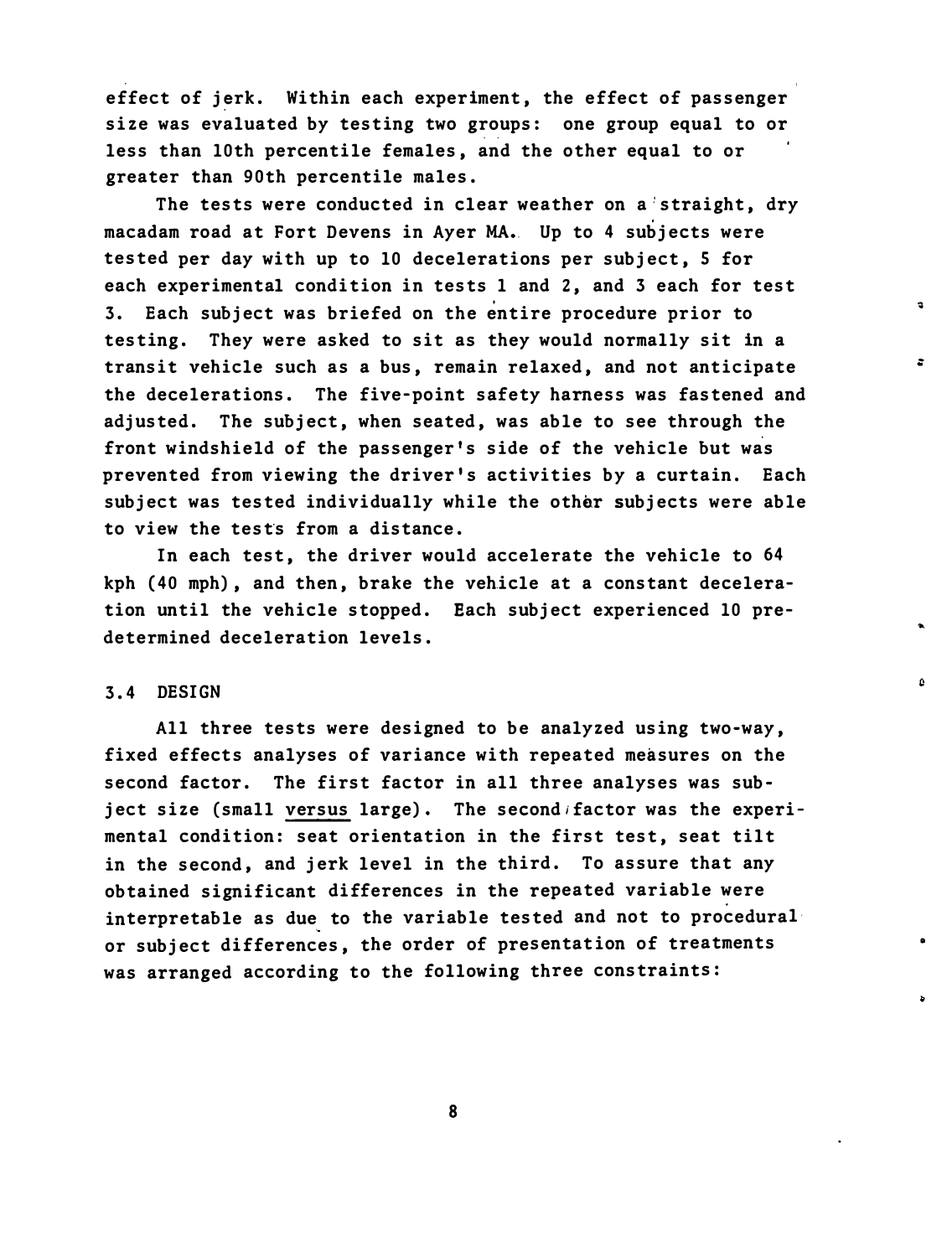effect of jerk. Within each experiment, the effect of passenger size was evaluated by testing two groups: one group equal to or less than 10th percentile females, and the other equal to or greater than 90th percentile males.

The tests were conducted in clear weather on a straight, dry macadam road at Fort Devens in Ayer MA. Up to 4 subjects were tested per day with up to 10 decelerations per subject, 5 for each experimental condition in tests 1 and 2, and 3 each for test 3. Each subject was briefed on the entire procedure prior to testing. They were asked to sit as they would normally sit in a transit vehicle such as a bus, remain relaxed, and not anticipate the decelerations. The five-point safety harness was fastened and adjusted. The subject, when seated, was able to see through the front windshield of the passenger's side of the vehicle but was prevented from viewing the driver's activities by a curtain. Each subject was tested individually while the other subjects were able to view the tests from a distance.

In each test, the driver would accelerate the vehicle to 64 kph (40 mph), and then, brake the vehicle at a constant deceleration until the vehicle stopped. Each subject experienced 10 predetermined deceleration levels.

## 3.4 DESIGN

All three tests were designed to be analyzed using two-way, fixed effects analyses of variance with repeated measures on the second factor. The first factor in all three analyses was subject size (small <u>versus</u> large). The second factor was the experimental condition: seat orientation in the first test, seat tilt in the second, and jerk level in the third. To assure that any obtained significant differences in the repeated variable were interpretable as due to the variable tested and not to procedural or subject differences, the order of presentation of treatments was arranged according to the following three constraints: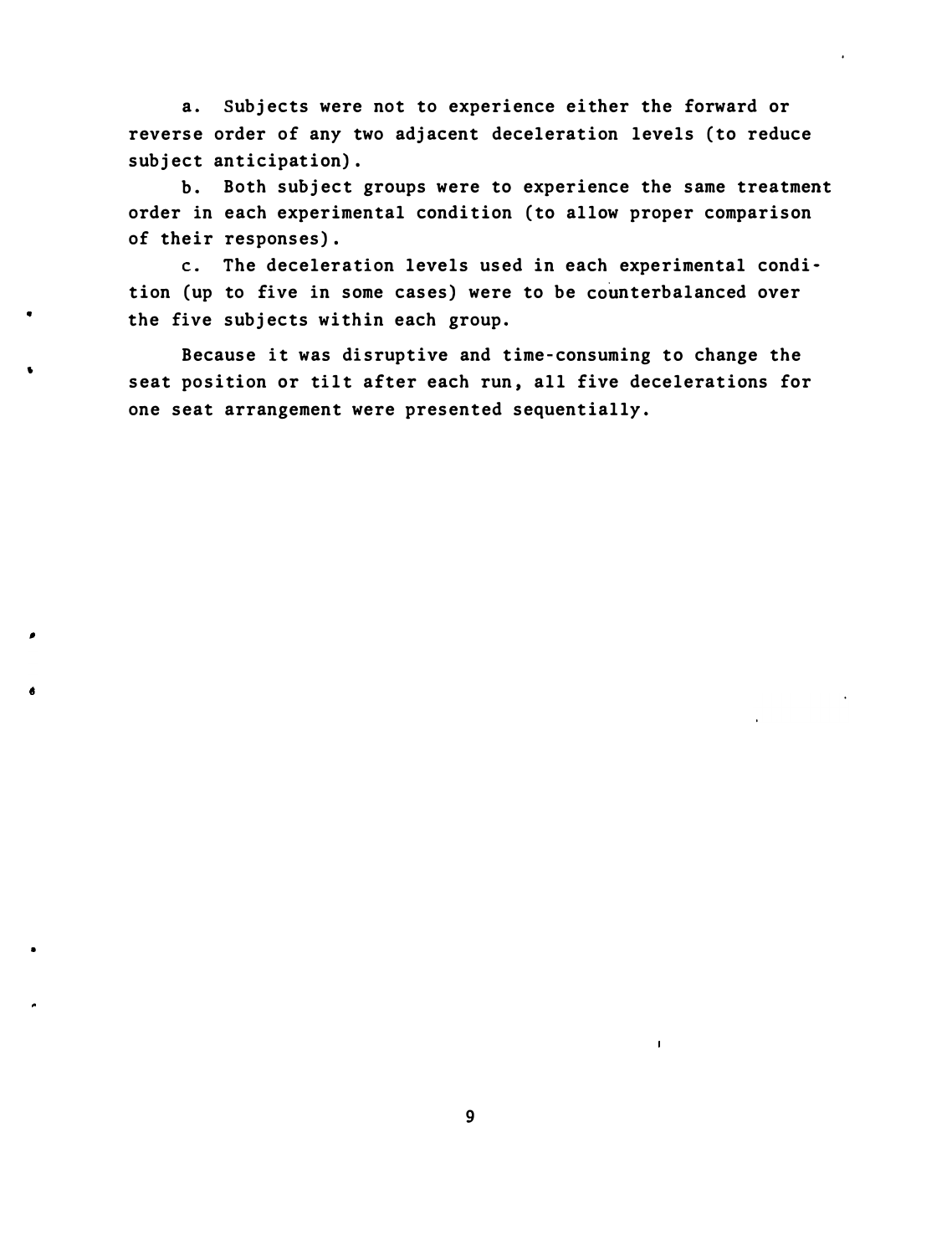a. Subjects were not to experience either the forward or reverse order of any two adjacent deceleration levels (to reduce subject anticipation).

b. Both subject groups were to experience the same treatment order in each experimental condition (to allow proper comparison of their responses).

c. The deceleration levels used in each experimental condition (up to five in some cases) were to be counterbalanced over the five subjects within each group.

Because it was disruptive and time-consuming to change the seat position or tilt after each run, all five decelerations for one seat arrangement were presented sequentially.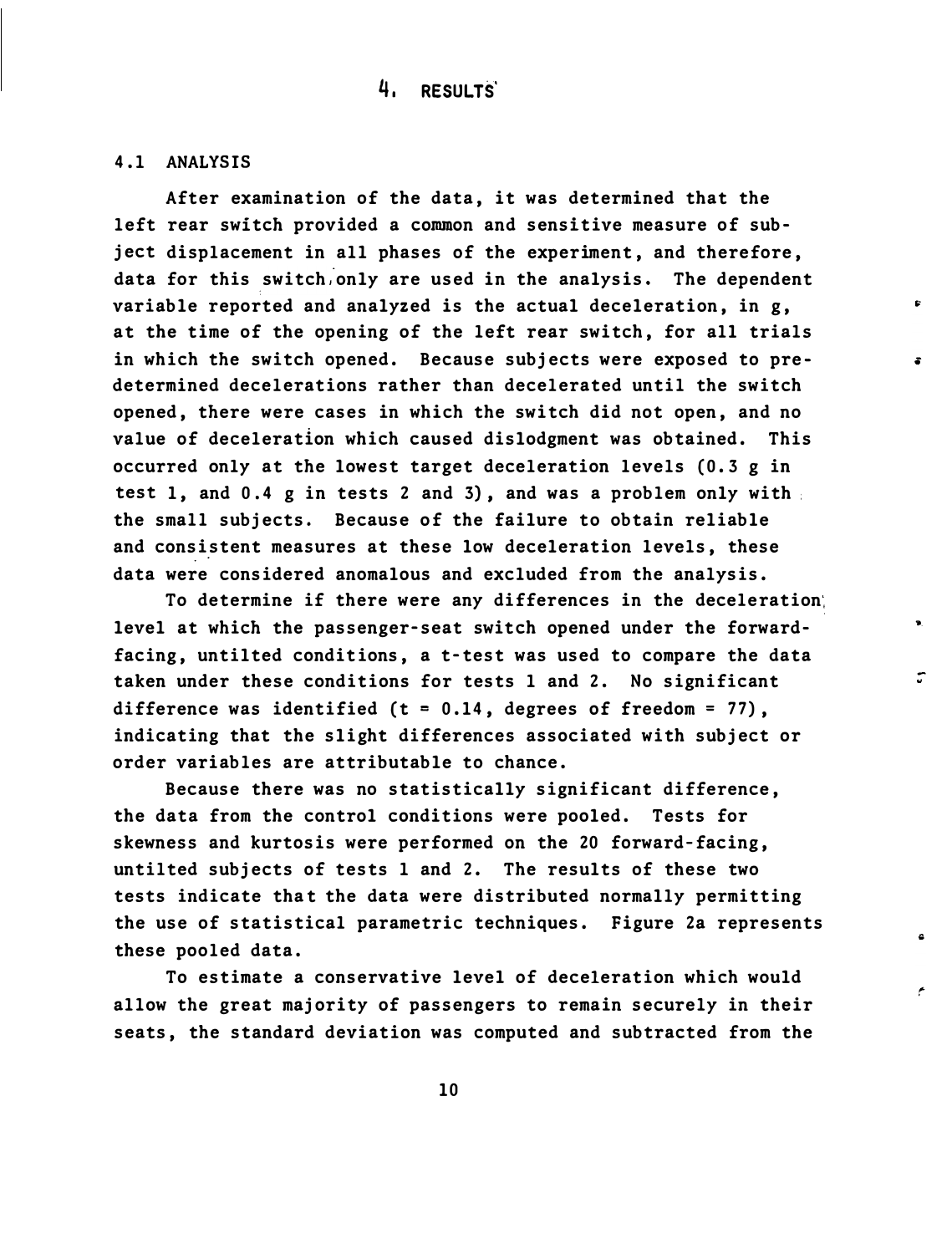# 4. RESULTS

## 4.1 ANALYSIS

After examination of the data, it was determined that the left rear switch provided a common and sensitive measure of subject displacement in all phases of the experiment, and therefore, data for this switch only are used in the analysis. The dependent variable reported and analyzed is the actual deceleration, in g, at the time of the opening of the left rear switch, for all trials in which the switch opened. Because subjects were exposed to predetermined decelerations rather than decelerated until the switch opened, there were cases in which the switch did not open, and no value of deceleration which caused dislodgment was obtained. This occurred only at the lowest target deceleration levels (0.3 g in test 1, and 0.4 g in tests 2 and 3), and was a problem only with the small subjects. Because of the failure to obtain reliable and consistent measures at these low deceleration levels, these data were considered anomalous and excluded from the analysis.

To determine if there were any differences in the deceleration level at which the passenger-seat switch opened under the forward-facing, untilted conditions, a t-test was used to compare the data taken under these conditions for tests 1 and 2. No significant difference was identified ($t = 0.14$, degrees of freedom = 77), indicating that the slight differences associated with subject or order variables are attributable to chance.

Because there was no statistically significant difference, the data from the control conditions were pooled. Tests for skewness and kurtosis were performed on the 20 forward-facing, untilted subjects of tests 1 and 2. The results of these two tests indicate that the data were distributed normally permitting the use of statistical parametric techniques. Figure 2a represents these pooled data.

To estimate a conservative level of deceleration which would allow the great majority of passengers to remain securely in their seats, the standard deviation was computed and subtracted from the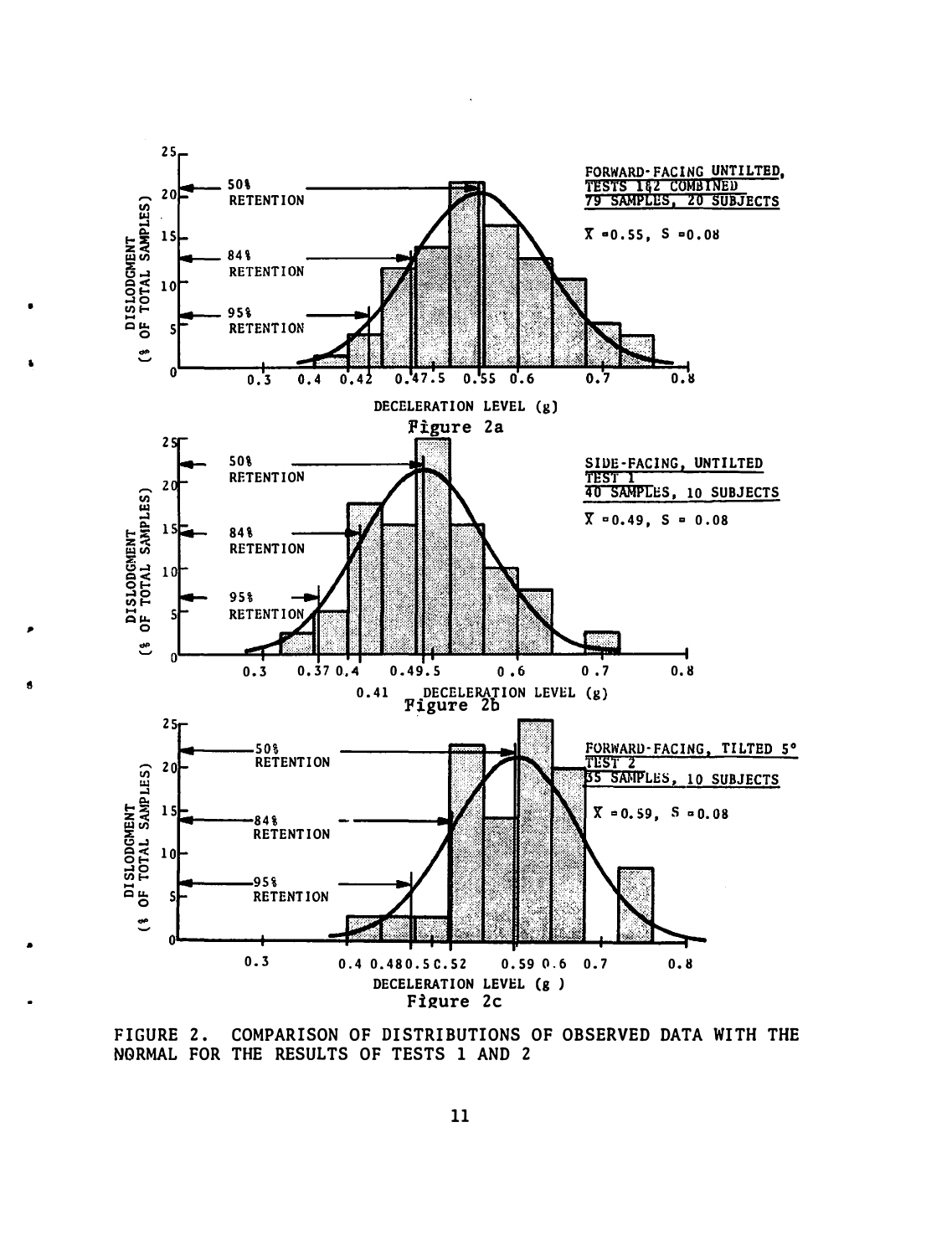FIGURE 2. COMPARISON OF DISTRIBUTIONS OF OBSERVED DATA WITH THE NORMAL FOR THE RESULTS OF TESTS 1 AND 2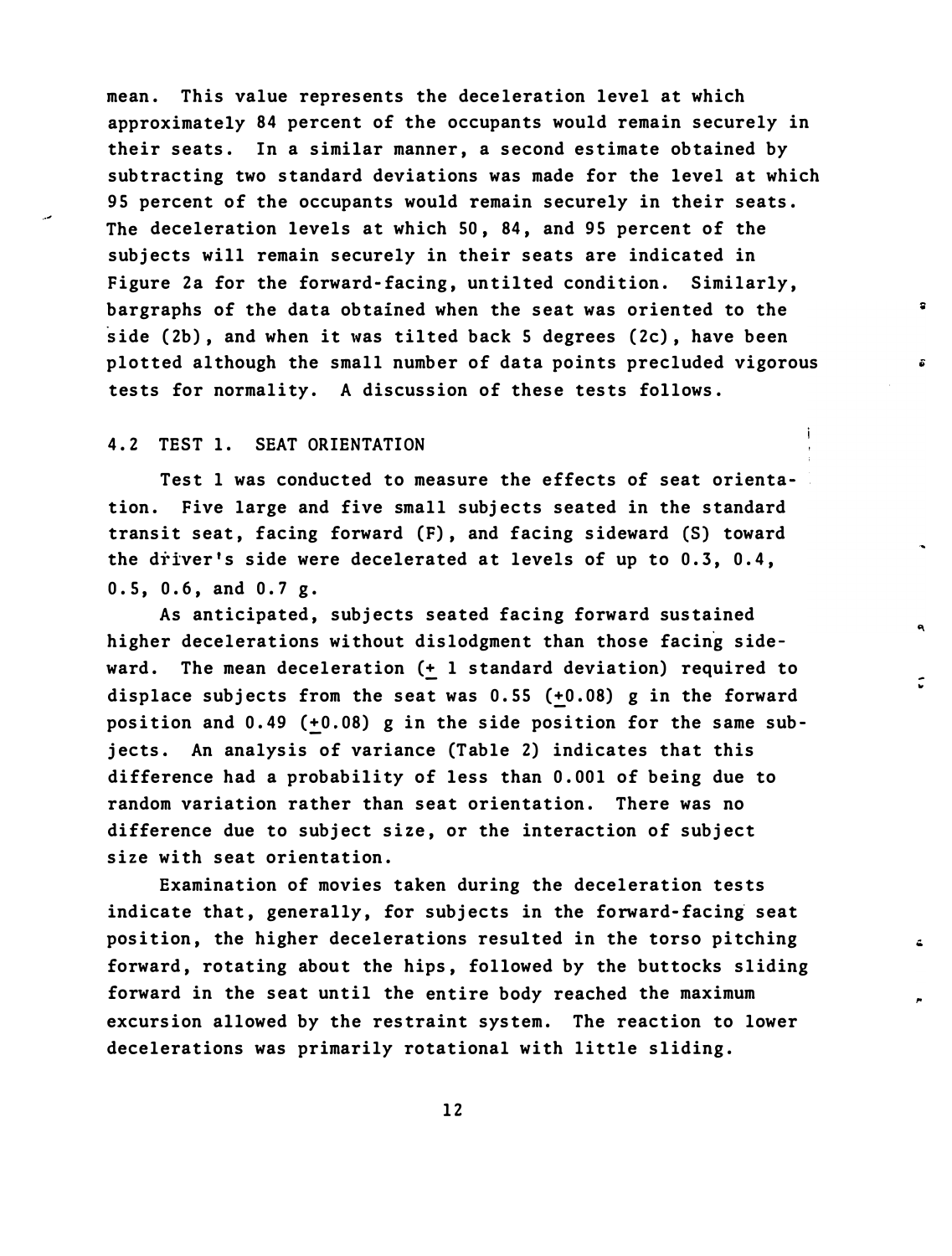mean. This value represents the deceleration level at which approximately 84 percent of the occupants would remain securely in their seats. In a similar manner, a second estimate obtained by subtracting two standard deviations was made for the level at which 95 percent of the occupants would remain securely in their seats. The deceleration levels at which 50, 84, and 95 percent of the subjects will remain securely in their seats are indicated in Figure 2a for the forward-facing, untilted condition. Similarly, bargraphs of the data obtained when the seat was oriented to the side (2b), and when it was tilted back 5 degrees (2c), have been plotted although the small number of data points precluded vigorous tests for normality. A discussion of these tests follows.

## 4.2 TEST 1. SEAT ORIENTATION

Test 1 was conducted to measure the effects of seat orientation. Five large and five small subjects seated in the standard transit seat, facing forward (F), and facing sideward (S) toward the driver's side were decelerated at levels of up to 0.3, 0.4, 0.5, 0.6, and 0.7 g.

As anticipated, subjects seated facing forward sustained higher decelerations without dislodgment than those facing sideward. The mean deceleration (± 1 standard deviation) required to displace subjects from the seat was 0.55 (±0.08) g in the forward position and 0.49 (±0.08) g in the side position for the same subjects. An analysis of variance (Table 2) indicates that this difference had a probability of less than 0.001 of being due to random variation rather than seat orientation. There was no difference due to subject size, or the interaction of subject size with seat orientation.

Examination of movies taken during the deceleration tests indicate that, generally, for subjects in the forward-facing seat position, the higher decelerations resulted in the torso pitching forward, rotating about the hips, followed by the buttocks sliding forward in the seat until the entire body reached the maximum excursion allowed by the restraint system. The reaction to lower decelerations was primarily rotational with little sliding.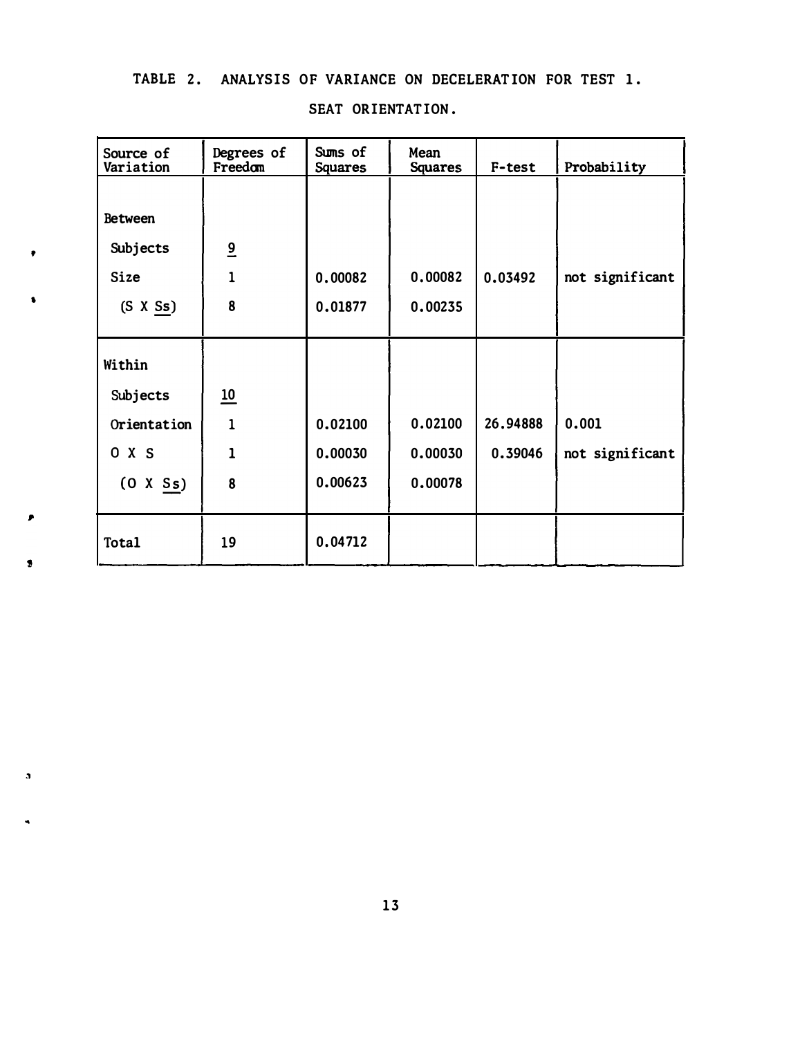TABLE 2. ANALYSIS OF VARIANCE ON DECELERATION FOR TEST 1.

SEAT ORIENTATION.

| Source of Variation | Degrees of Freedom | Sums of Squares | Mean Squares | F-test | Probability |
|---|---|---|---|---|---|
| Between | | | | | |
| Subjects | 9 | | | | |
| Size | 1 | 0.00082 | 0.00082 | 0.03492 | not significant |
| (S X Ss) | 8 | 0.01877 | 0.00235 | | |
| Within | | | | | |
| Subjects | 10 | | | | |
| Orientation | 1 | 0.02100 | 0.02100 | 26.94888 | 0.001 |
| O X S | 1 | 0.00030 | 0.00030 | 0.39046 | not significant |
| (O X Ss) | 8 | 0.00623 | 0.00078 | | |
| Total | 19 | 0.04712 | | | |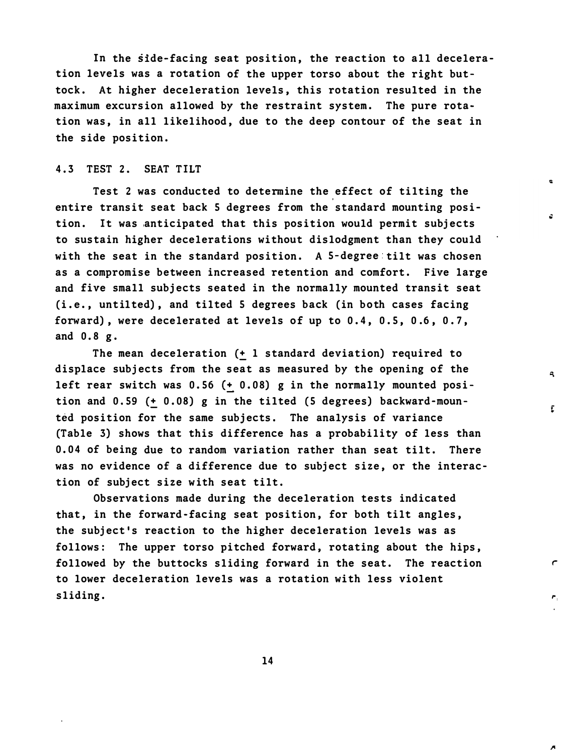In the side-facing seat position, the reaction to all deceleration levels was a rotation of the upper torso about the right buttock. At higher deceleration levels, this rotation resulted in the maximum excursion allowed by the restraint system. The pure rotation was, in all likelihood, due to the deep contour of the seat in the side position.

### 4.3 TEST 2. SEAT TILT

Test 2 was conducted to determine the effect of tilting the entire transit seat back 5 degrees from the standard mounting position. It was anticipated that this position would permit subjects to sustain higher decelerations without dislodgment than they could with the seat in the standard position. A 5-degree tilt was chosen as a compromise between increased retention and comfort. Five large and five small subjects seated in the normally mounted transit seat (i.e., untilted), and tilted 5 degrees back (in both cases facing forward), were decelerated at levels of up to 0.4, 0.5, 0.6, 0.7, and 0.8 g.

The mean deceleration (± 1 standard deviation) required to displace subjects from the seat as measured by the opening of the left rear switch was 0.56 (± 0.08) g in the normally mounted position and 0.59 (± 0.08) g in the tilted (5 degrees) backward-mounted position for the same subjects. The analysis of variance (Table 3) shows that this difference has a probability of less than 0.04 of being due to random variation rather than seat tilt. There was no evidence of a difference due to subject size, or the interaction of subject size with seat tilt.

Observations made during the deceleration tests indicated that, in the forward-facing seat position, for both tilt angles, the subject's reaction to the higher deceleration levels was as follows: The upper torso pitched forward, rotating about the hips, followed by the buttocks sliding forward in the seat. The reaction to lower deceleration levels was a rotation with less violent sliding.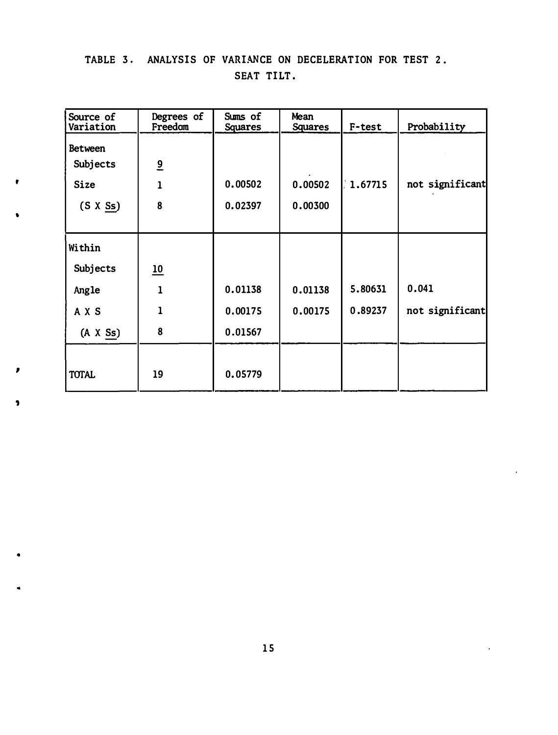TABLE 3. ANALYSIS OF VARIANCE ON DECELERATION FOR TEST 2. SEAT TILT.

| Source of Variation | Degrees of Freedom | Sums of Squares | Mean Squares | F-test | Probability |
|---|---|---|---|---|---|
| Between Subjects | 9 | | | | |
| Size | 1 | 0.00502 | 0.00502 | 1.67715 | not significant |
| (S X Ss) | 8 | 0.02397 | 0.00300 | | |
| Within Subjects | 10 | | | | |
| Angle | 1 | 0.01138 | 0.01138 | 5.80631 | 0.041 |
| A X S | 1 | 0.00175 | 0.00175 | 0.89237 | not significant |
| (A X Ss) | 8 | 0.01567 | | | |
| TOTAL | 19 | 0.05779 | | | |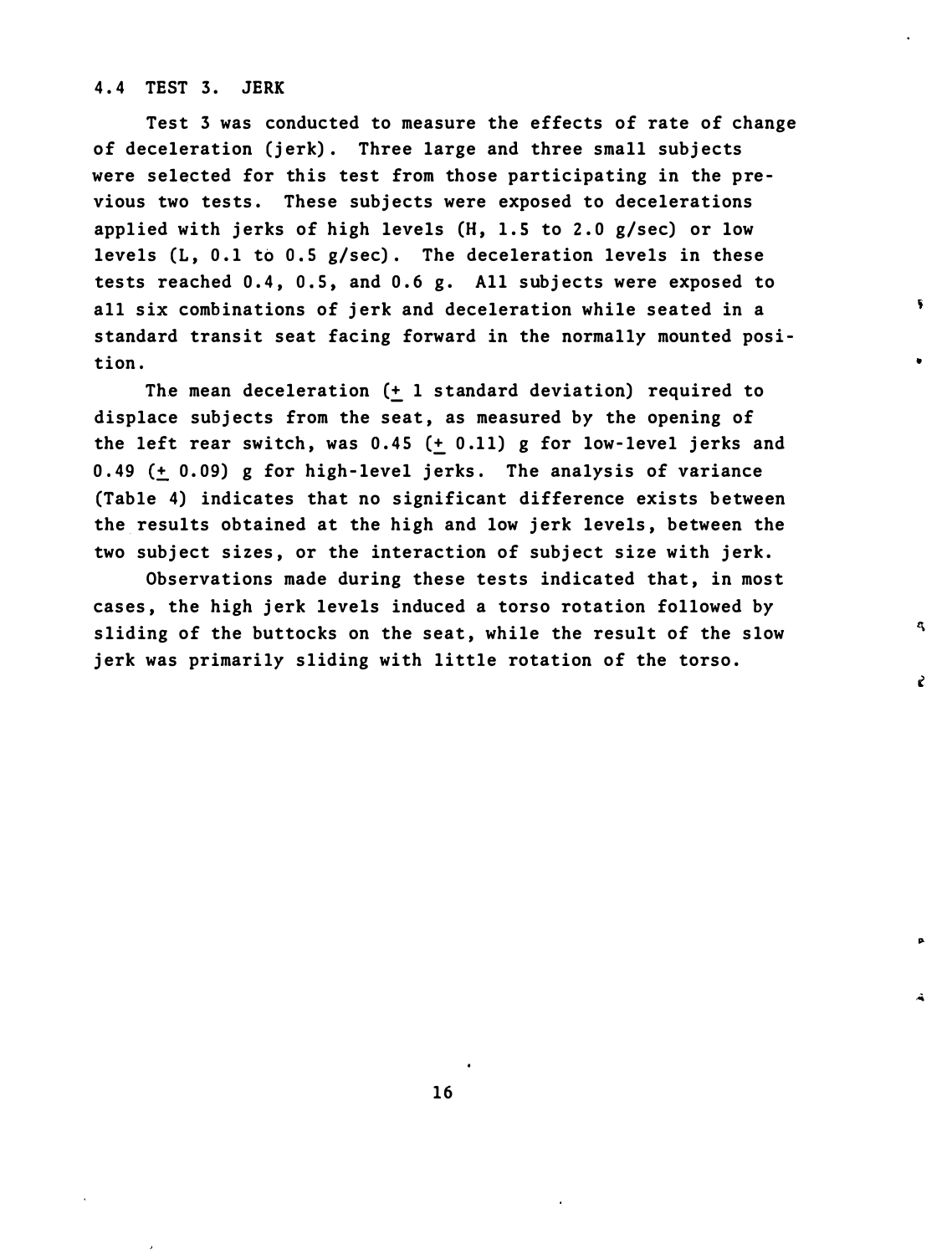## 4.4 TEST 3. JERK

Test 3 was conducted to measure the effects of rate of change of deceleration (jerk). Three large and three small subjects were selected for this test from those participating in the previous two tests. These subjects were exposed to decelerations applied with jerks of high levels (H, 1.5 to 2.0 g/sec) or low levels (L, 0.1 to 0.5 g/sec). The deceleration levels in these tests reached 0.4, 0.5, and 0.6 g. All subjects were exposed to all six combinations of jerk and deceleration while seated in a standard transit seat facing forward in the normally mounted position.

The mean deceleration (± 1 standard deviation) required to displace subjects from the seat, as measured by the opening of the left rear switch, was 0.45 (± 0.11) g for low-level jerks and 0.49 (± 0.09) g for high-level jerks. The analysis of variance (Table 4) indicates that no significant difference exists between the results obtained at the high and low jerk levels, between the two subject sizes, or the interaction of subject size with jerk.

Observations made during these tests indicated that, in most cases, the high jerk levels induced a torso rotation followed by sliding of the buttocks on the seat, while the result of the slow jerk was primarily sliding with little rotation of the torso.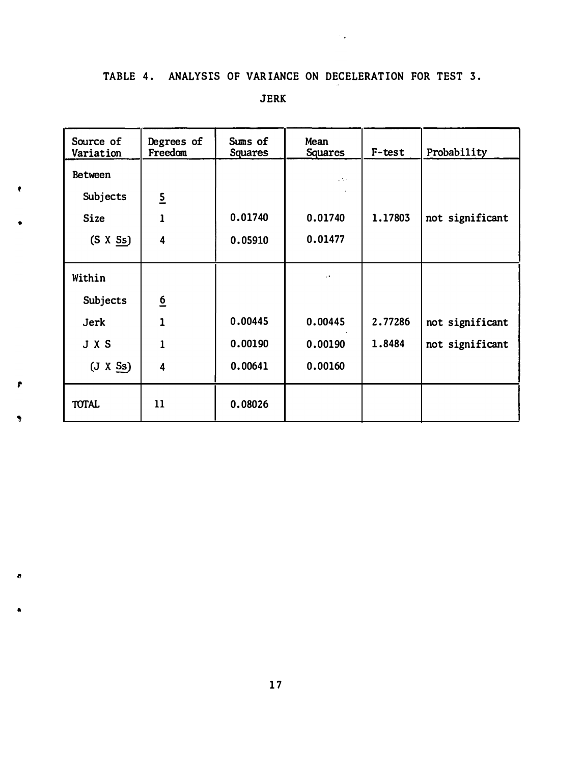TABLE 4. ANALYSIS OF VARIANCE ON DECELERATION FOR TEST 3.

JERK

| Source of Variation | Degrees of Freedom | Sums of Squares | Mean Squares | F-test | Probability |
|---|---|---|---|---|---|
| Between | | | | | |
| Subjects | 5 | | | | |
| Size | 1 | 0.01740 | 0.01740 | 1.17803 | not significant |
| (S X Ss) | 4 | 0.05910 | 0.01477 | | |
| Within | | | | | |
| Subjects | 6 | | | | |
| Jerk | 1 | 0.00445 | 0.00445 | 2.77286 | not significant |
| J X S | 1 | 0.00190 | 0.00190 | 1.8484 | not significant |
| (J X Ss) | 4 | 0.00641 | 0.00160 | | |
| TOTAL | 11 | 0.08026 | | | |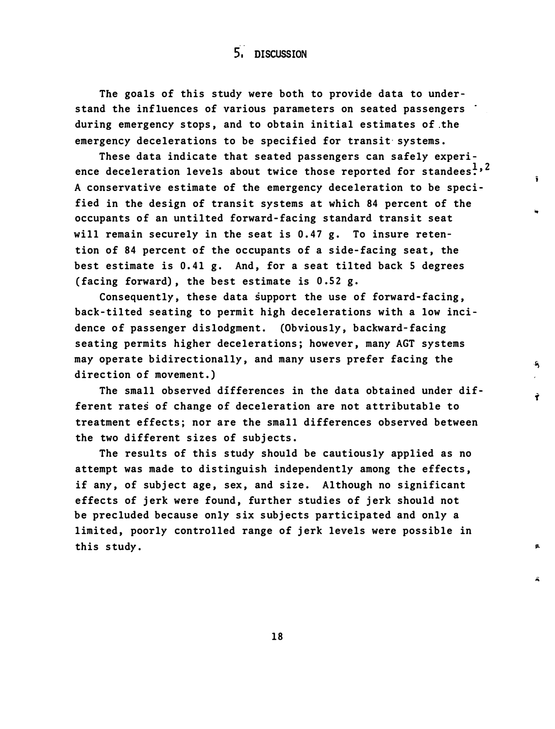# 5. DISCUSSION

The goals of this study were both to provide data to understand the influences of various parameters on seated passengers during emergency stops, and to obtain initial estimates of the emergency decelerations to be specified for transit systems.

These data indicate that seated passengers can safely experience deceleration levels about twice those reported for standees.[1,2] A conservative estimate of the emergency deceleration to be specified in the design of transit systems at which 84 percent of the occupants of an untilted forward-facing standard transit seat will remain securely in the seat is 0.47 g. To insure retention of 84 percent of the occupants of a side-facing seat, the best estimate is 0.41 g. And, for a seat tilted back 5 degrees (facing forward), the best estimate is 0.52 g.

Consequently, these data support the use of forward-facing, back-tilted seating to permit high decelerations with a low incidence of passenger dislodgment. (Obviously, backward-facing seating permits higher decelerations; however, many AGT systems may operate bidirectionally, and many users prefer facing the direction of movement.)

The small observed differences in the data obtained under different rates of change of deceleration are not attributable to treatment effects; nor are the small differences observed between the two different sizes of subjects.

The results of this study should be cautiously applied as no attempt was made to distinguish independently among the effects, if any, of subject age, sex, and size. Although no significant effects of jerk were found, further studies of jerk should not be precluded because only six subjects participated and only a limited, poorly controlled range of jerk levels were possible in this study.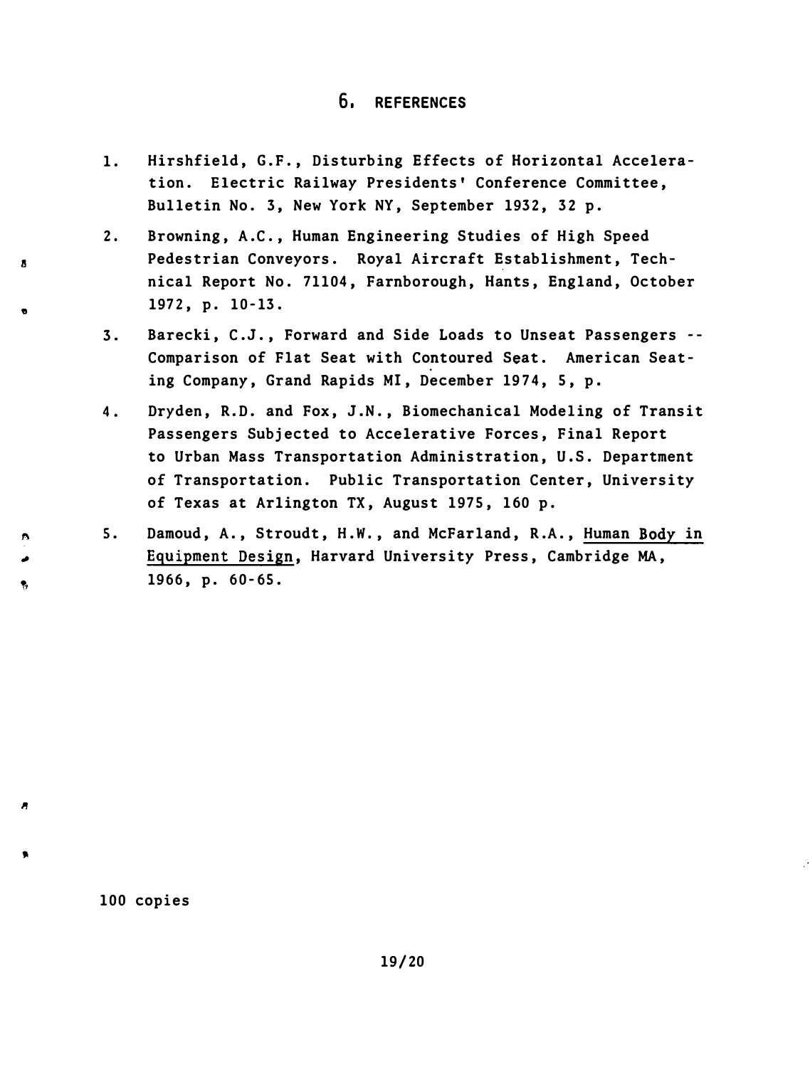## 6. REFERENCES

1. Hirshfield, G.F., Disturbing Effects of Horizontal Acceleration. Electric Railway Presidents' Conference Committee, Bulletin No. 3, New York NY, September 1932, 32 p.

2. Browning, A.C., Human Engineering Studies of High Speed Pedestrian Conveyors. Royal Aircraft Establishment, Technical Report No. 71104, Farnborough, Hants, England, October 1972, p. 10-13.

3. Barecki, C.J., Forward and Side Loads to Unseat Passengers -- Comparison of Flat Seat with Contoured Seat. American Seating Company, Grand Rapids MI, December 1974, 5, p.

4. Dryden, R.D. and Fox, J.N., Biomechanical Modeling of Transit Passengers Subjected to Accelerative Forces, Final Report to Urban Mass Transportation Administration, U.S. Department of Transportation. Public Transportation Center, University of Texas at Arlington TX, August 1975, 160 p.

5. Damoud, A., Stroudt, H.W., and McFarland, R.A., Human Body in Equipment Design, Harvard University Press, Cambridge MA, 1966, p. 60-65.

100 copies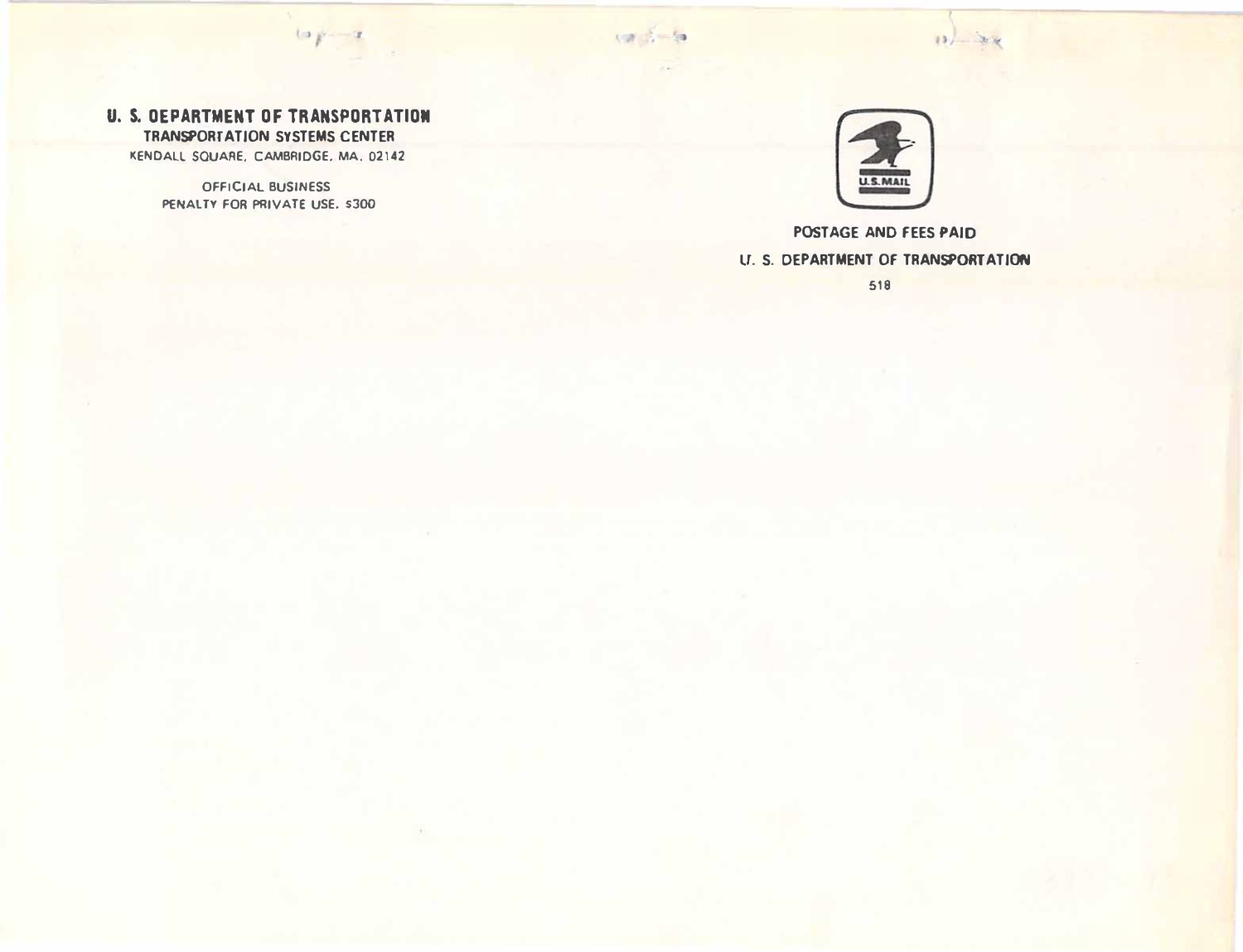**U. S. DEPARTMENT OF TRANSPORTATION**
**TRANSPORTATION SYSTEMS CENTER**
KENDALL SQUARE, CAMBRIDGE, MA. 02142

OFFICIAL BUSINESS
PENALTY FOR PRIVATE USE, $300

U.S. MAIL

**POSTAGE AND FEES PAID**
**U. S. DEPARTMENT OF TRANSPORTATION**
518